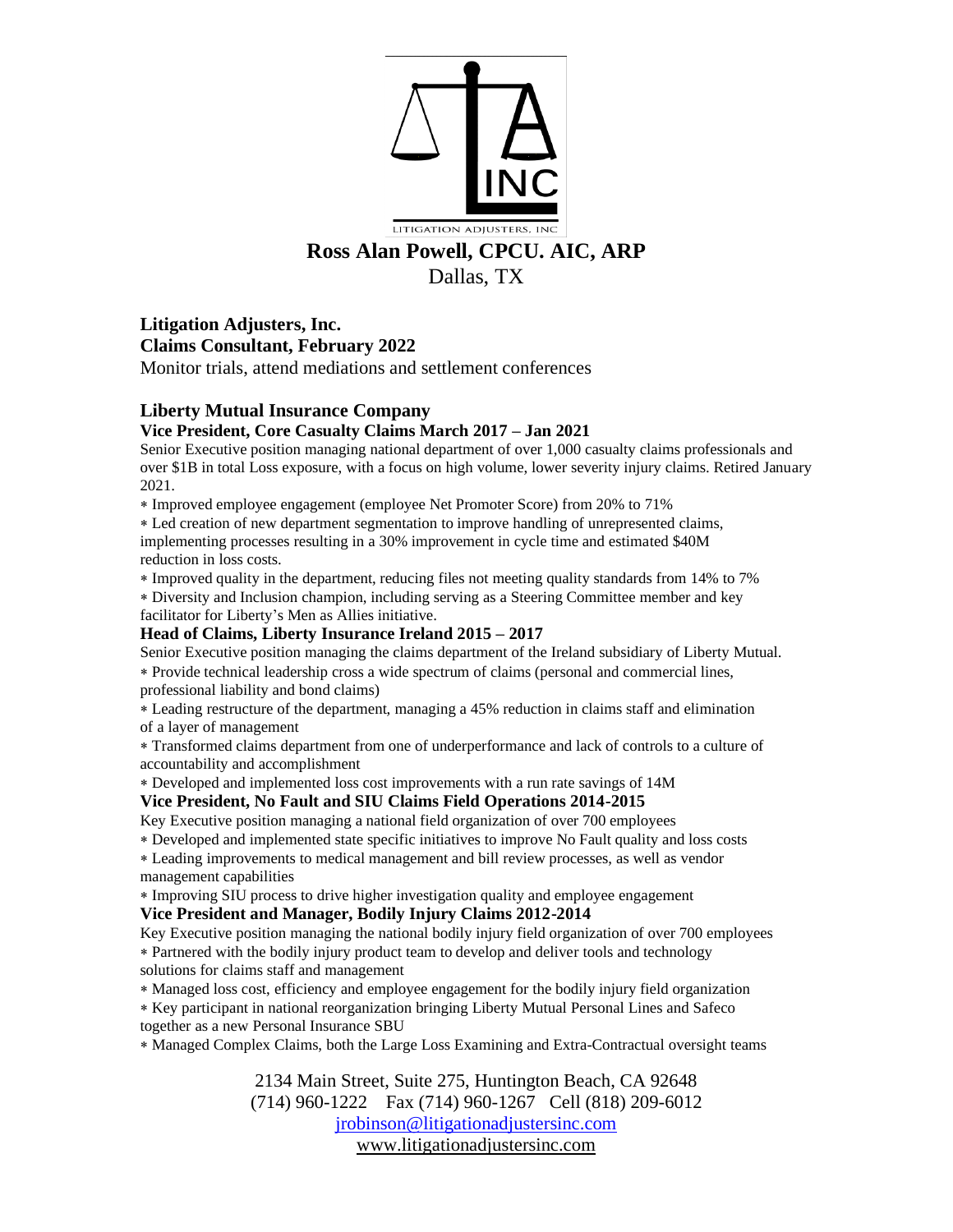LITIGATION ADJUSTERS, INC

# Ross Alan Powell, CPCU. AIC, ARP

Dallas, TX

## Litigation Adjusters, Inc.

**Claims Consultant, February 2022**

Monitor trials, attend mediations and settlement conferences

## Liberty Mutual Insurance Company

### Vice President, Core Casualty Claims March 2017 – Jan 2021

Senior Executive position managing national department of over 1,000 casualty claims professionals and over $1B in total Loss exposure, with a focus on high volume, lower severity injury claims. Retired January 2021.

- Improved employee engagement (employee Net Promoter Score) from 20% to 71%
- Led creation of new department segmentation to improve handling of unrepresented claims, implementing processes resulting in a 30% improvement in cycle time and estimated $40M reduction in loss costs.
- Improved quality in the department, reducing files not meeting quality standards from 14% to 7%
- Diversity and Inclusion champion, including serving as a Steering Committee member and key facilitator for Liberty's Men as Allies initiative.

### Head of Claims, Liberty Insurance Ireland 2015 – 2017

Senior Executive position managing the claims department of the Ireland subsidiary of Liberty Mutual.

- Provide technical leadership cross a wide spectrum of claims (personal and commercial lines, professional liability and bond claims)
- Leading restructure of the department, managing a 45% reduction in claims staff and elimination of a layer of management
- Transformed claims department from one of underperformance and lack of controls to a culture of accountability and accomplishment
- Developed and implemented loss cost improvements with a run rate savings of 14M

### Vice President, No Fault and SIU Claims Field Operations 2014-2015

Key Executive position managing a national field organization of over 700 employees

- Developed and implemented state specific initiatives to improve No Fault quality and loss costs
- Leading improvements to medical management and bill review processes, as well as vendor management capabilities
- Improving SIU process to drive higher investigation quality and employee engagement

### Vice President and Manager, Bodily Injury Claims 2012-2014

Key Executive position managing the national bodily injury field organization of over 700 employees

- Partnered with the bodily injury product team to develop and deliver tools and technology solutions for claims staff and management
- Managed loss cost, efficiency and employee engagement for the bodily injury field organization
- Key participant in national reorganization bringing Liberty Mutual Personal Lines and Safeco together as a new Personal Insurance SBU
- Managed Complex Claims, both the Large Loss Examining and Extra-Contractual oversight teams

2134 Main Street, Suite 275, Huntington Beach, CA 92648
(714) 960-1222 Fax (714) 960-1267 Cell (818) 209-6012
jrobinson@litigationadjustersinc.com
www.litigationadjustersinc.com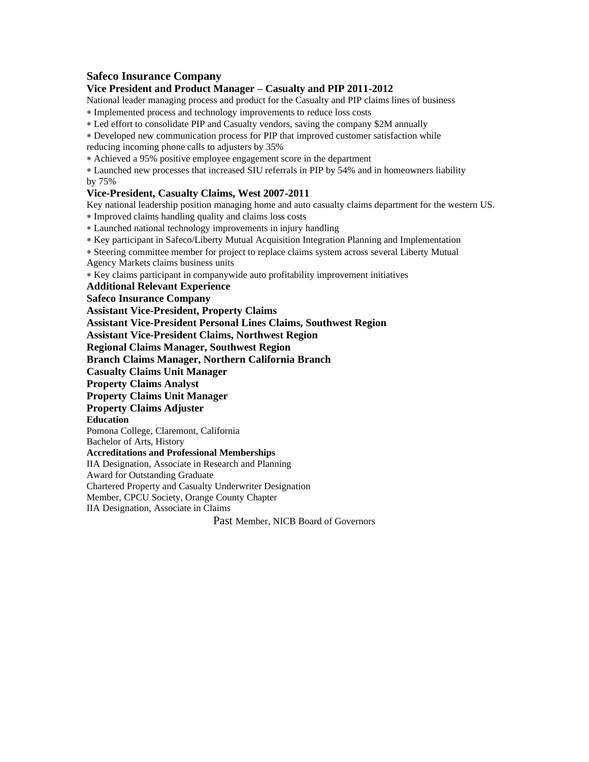## Safeco Insurance Company

### Vice President and Product Manager – Casualty and PIP 2011-2012

National leader managing process and product for the Casualty and PIP claims lines of business

- Implemented process and technology improvements to reduce loss costs
- Led effort to consolidate PIP and Casualty vendors, saving the company $2M annually
- Developed new communication process for PIP that improved customer satisfaction while reducing incoming phone calls to adjusters by 35%
- Achieved a 95% positive employee engagement score in the department
- Launched new processes that increased SIU referrals in PIP by 54% and in homeowners liability by 75%

### Vice-President, Casualty Claims, West 2007-2011

Key national leadership position managing home and auto casualty claims department for the western US.

- Improved claims handling quality and claims loss costs
- Launched national technology improvements in injury handling
- Key participant in Safeco/Liberty Mutual Acquisition Integration Planning and Implementation
- Steering committee member for project to replace claims system across several Liberty Mutual Agency Markets claims business units
- Key claims participant in companywide auto profitability improvement initiatives

### Additional Relevant Experience

**Safeco Insurance Company**

**Assistant Vice-President, Property Claims**

**Assistant Vice-President Personal Lines Claims, Southwest Region**

**Assistant Vice-President Claims, Northwest Region**

**Regional Claims Manager, Southwest Region**

**Branch Claims Manager, Northern California Branch**

**Casualty Claims Unit Manager**

**Property Claims Analyst**

**Property Claims Unit Manager**

**Property Claims Adjuster**

### Education

Pomona College, Claremont, California

Bachelor of Arts, History

### Accreditations and Professional Memberships

IIA Designation, Associate in Research and Planning

Award for Outstanding Graduate

Chartered Property and Casualty Underwriter Designation

Member, CPCU Society, Orange County Chapter

IIA Designation, Associate in Claims

Past Member, NICB Board of Governors